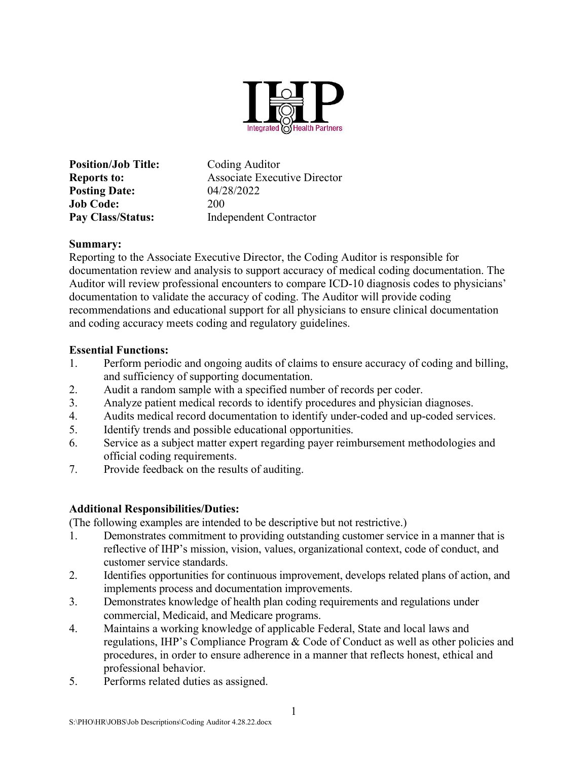IHP Integrated Health Partners

**Position/Job Title:** Coding Auditor
**Reports to:** Associate Executive Director
**Posting Date:** 04/28/2022
**Job Code:** 200
**Pay Class/Status:** Independent Contractor

**Summary:**
Reporting to the Associate Executive Director, the Coding Auditor is responsible for documentation review and analysis to support accuracy of medical coding documentation. The Auditor will review professional encounters to compare ICD-10 diagnosis codes to physicians' documentation to validate the accuracy of coding. The Auditor will provide coding recommendations and educational support for all physicians to ensure clinical documentation and coding accuracy meets coding and regulatory guidelines.

**Essential Functions:**

1. Perform periodic and ongoing audits of claims to ensure accuracy of coding and billing, and sufficiency of supporting documentation.
2. Audit a random sample with a specified number of records per coder.
3. Analyze patient medical records to identify procedures and physician diagnoses.
4. Audits medical record documentation to identify under-coded and up-coded services.
5. Identify trends and possible educational opportunities.
6. Service as a subject matter expert regarding payer reimbursement methodologies and official coding requirements.
7. Provide feedback on the results of auditing.

**Additional Responsibilities/Duties:**
(The following examples are intended to be descriptive but not restrictive.)

1. Demonstrates commitment to providing outstanding customer service in a manner that is reflective of IHP's mission, vision, values, organizational context, code of conduct, and customer service standards.
2. Identifies opportunities for continuous improvement, develops related plans of action, and implements process and documentation improvements.
3. Demonstrates knowledge of health plan coding requirements and regulations under commercial, Medicaid, and Medicare programs.
4. Maintains a working knowledge of applicable Federal, State and local laws and regulations, IHP's Compliance Program & Code of Conduct as well as other policies and procedures, in order to ensure adherence in a manner that reflects honest, ethical and professional behavior.
5. Performs related duties as assigned.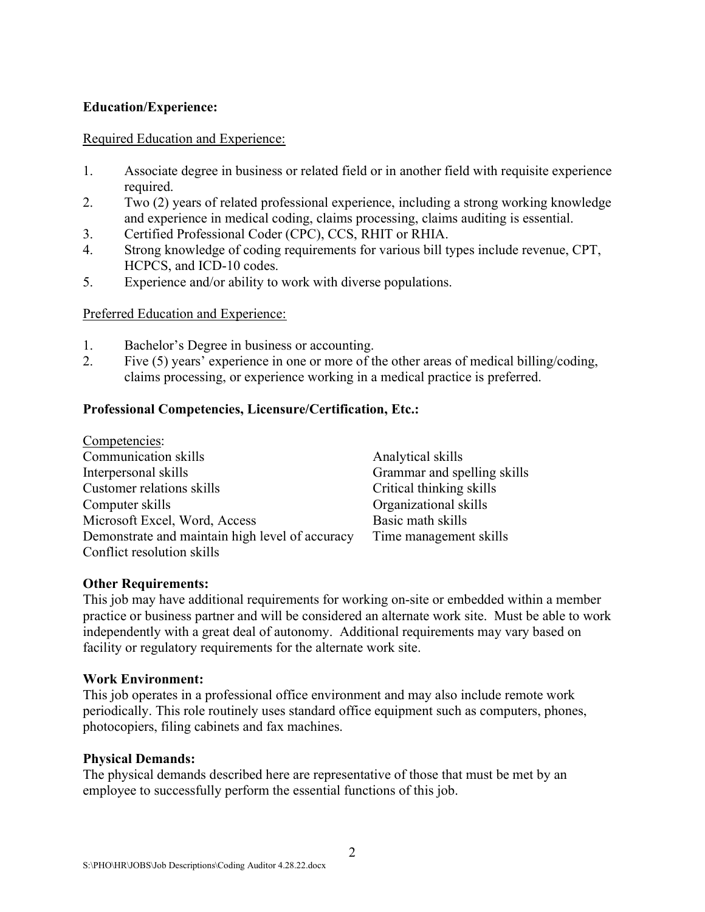**Education/Experience:**

Required Education and Experience:

1. Associate degree in business or related field or in another field with requisite experience required.
2. Two (2) years of related professional experience, including a strong working knowledge and experience in medical coding, claims processing, claims auditing is essential.
3. Certified Professional Coder (CPC), CCS, RHIT or RHIA.
4. Strong knowledge of coding requirements for various bill types include revenue, CPT, HCPCS, and ICD-10 codes.
5. Experience and/or ability to work with diverse populations.

Preferred Education and Experience:

1. Bachelor's Degree in business or accounting.
2. Five (5) years' experience in one or more of the other areas of medical billing/coding, claims processing, or experience working in a medical practice is preferred.

**Professional Competencies, Licensure/Certification, Etc.:**

Competencies:

- Communication skills
- Interpersonal skills
- Customer relations skills
- Computer skills
- Microsoft Excel, Word, Access
- Demonstrate and maintain high level of accuracy
- Conflict resolution skills
- Analytical skills
- Grammar and spelling skills
- Critical thinking skills
- Organizational skills
- Basic math skills
- Time management skills

**Other Requirements:**
This job may have additional requirements for working on-site or embedded within a member practice or business partner and will be considered an alternate work site. Must be able to work independently with a great deal of autonomy. Additional requirements may vary based on facility or regulatory requirements for the alternate work site.

**Work Environment:**
This job operates in a professional office environment and may also include remote work periodically. This role routinely uses standard office equipment such as computers, phones, photocopiers, filing cabinets and fax machines.

**Physical Demands:**
The physical demands described here are representative of those that must be met by an employee to successfully perform the essential functions of this job.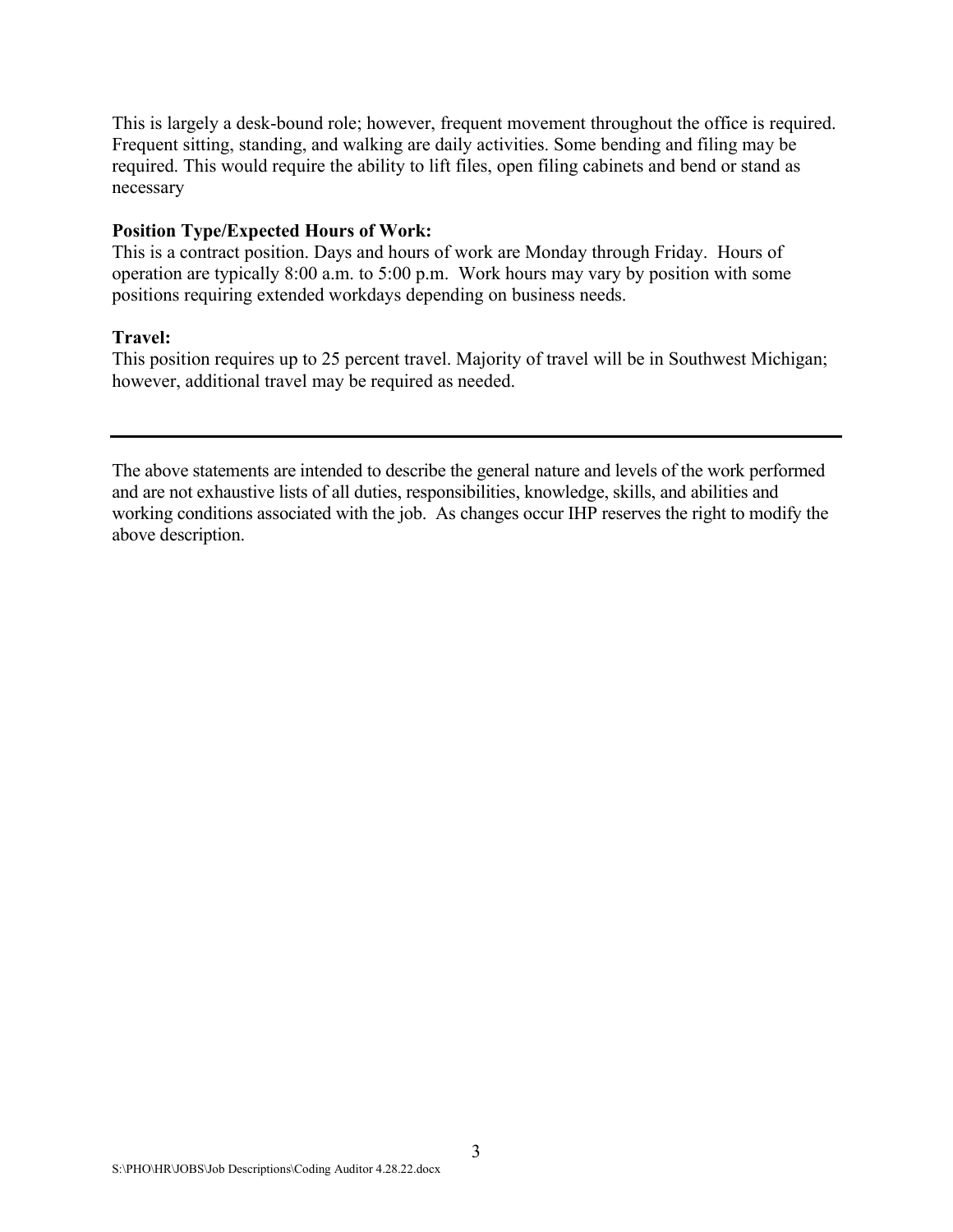This is largely a desk-bound role; however, frequent movement throughout the office is required. Frequent sitting, standing, and walking are daily activities. Some bending and filing may be required. This would require the ability to lift files, open filing cabinets and bend or stand as necessary

**Position Type/Expected Hours of Work:**
This is a contract position. Days and hours of work are Monday through Friday. Hours of operation are typically 8:00 a.m. to 5:00 p.m. Work hours may vary by position with some positions requiring extended workdays depending on business needs.

**Travel:**
This position requires up to 25 percent travel. Majority of travel will be in Southwest Michigan; however, additional travel may be required as needed.

---

The above statements are intended to describe the general nature and levels of the work performed and are not exhaustive lists of all duties, responsibilities, knowledge, skills, and abilities and working conditions associated with the job. As changes occur IHP reserves the right to modify the above description.